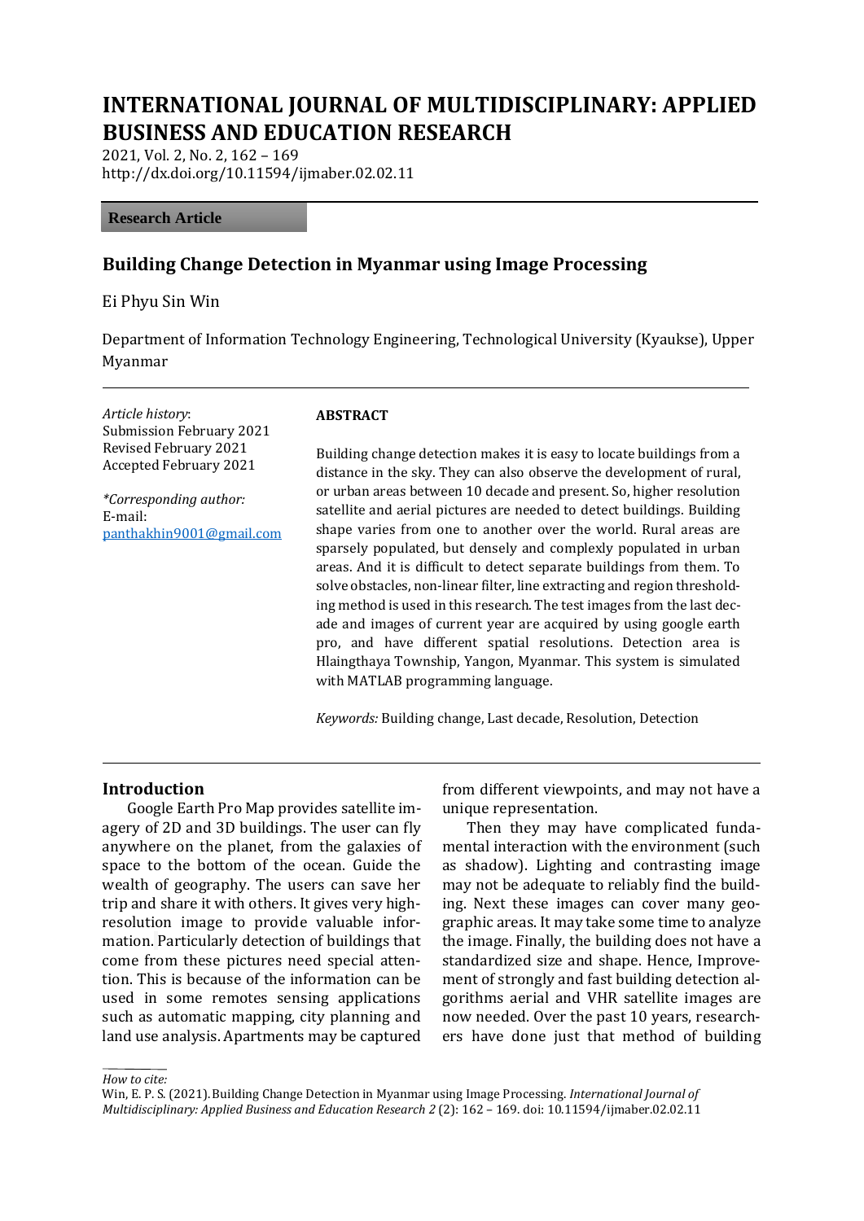# INTERNATIONAL JOURNAL OF MULTIDISCIPLINARY: APPLIED BUSINESS AND EDUCATION RESEARCH

2021, Vol. 2, No. 2, 162 – 169
http://dx.doi.org/10.11594/ijmaber.02.02.11

**Research Article**

## Building Change Detection in Myanmar using Image Processing

Ei Phyu Sin Win

Department of Information Technology Engineering, Technological University (Kyaukse), Upper Myanmar

*Article history*:
Submission February 2021
Revised February 2021
Accepted February 2021

*\*Corresponding author:*
E-mail:
panthakhin9001@gmail.com

**ABSTRACT**

Building change detection makes it is easy to locate buildings from a distance in the sky. They can also observe the development of rural, or urban areas between 10 decade and present. So, higher resolution satellite and aerial pictures are needed to detect buildings. Building shape varies from one to another over the world. Rural areas are sparsely populated, but densely and complexly populated in urban areas. And it is difficult to detect separate buildings from them. To solve obstacles, non-linear filter, line extracting and region thresholding method is used in this research. The test images from the last decade and images of current year are acquired by using google earth pro, and have different spatial resolutions. Detection area is Hlaingthaya Township, Yangon, Myanmar. This system is simulated with MATLAB programming language.

*Keywords:* Building change, Last decade, Resolution, Detection

## Introduction

Google Earth Pro Map provides satellite imagery of 2D and 3D buildings. The user can fly anywhere on the planet, from the galaxies of space to the bottom of the ocean. Guide the wealth of geography. The users can save her trip and share it with others. It gives very high-resolution image to provide valuable information. Particularly detection of buildings that come from these pictures need special attention. This is because of the information can be used in some remotes sensing applications such as automatic mapping, city planning and land use analysis. Apartments may be captured from different viewpoints, and may not have a unique representation.

Then they may have complicated fundamental interaction with the environment (such as shadow). Lighting and contrasting image may not be adequate to reliably find the building. Next these images can cover many geographic areas. It may take some time to analyze the image. Finally, the building does not have a standardized size and shape. Hence, Improvement of strongly and fast building detection algorithms aerial and VHR satellite images are now needed. Over the past 10 years, researchers have done just that method of building

*How to cite:*
Win, E. P. S. (2021). Building Change Detection in Myanmar using Image Processing. *International Journal of Multidisciplinary: Applied Business and Education Research 2* (2): 162 – 169. doi: 10.11594/ijmaber.02.02.11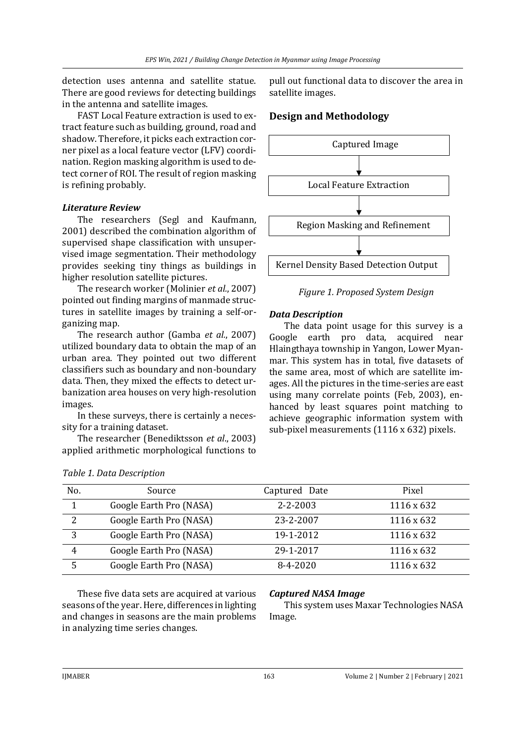detection uses antenna and satellite statue. There are good reviews for detecting buildings in the antenna and satellite images.

FAST Local Feature extraction is used to extract feature such as building, ground, road and shadow. Therefore, it picks each extraction corner pixel as a local feature vector (LFV) coordination. Region masking algorithm is used to detect corner of ROI. The result of region masking is refining probably.

### *Literature Review*

The researchers (Segl and Kaufmann, 2001) described the combination algorithm of supervised shape classification with unsupervised image segmentation. Their methodology provides seeking tiny things as buildings in higher resolution satellite pictures.

The research worker (Molinier *et al.*, 2007) pointed out finding margins of manmade structures in satellite images by training a self-organizing map.

The research author (Gamba *et al*., 2007) utilized boundary data to obtain the map of an urban area. They pointed out two different classifiers such as boundary and non-boundary data. Then, they mixed the effects to detect urbanization area houses on very high-resolution images.

In these surveys, there is certainly a necessity for a training dataset.

The researcher (Benediktsson *et al*., 2003) applied arithmetic morphological functions to pull out functional data to discover the area in satellite images.

## Design and Methodology

Captured Image → Local Feature Extraction → Region Masking and Refinement → Kernel Density Based Detection Output

*Figure 1. Proposed System Design*

### *Data Description*

The data point usage for this survey is a Google earth pro data, acquired near Hlaingthaya township in Yangon, Lower Myanmar. This system has in total, five datasets of the same area, most of which are satellite images. All the pictures in the time-series are east using many correlate points (Feb, 2003), enhanced by least squares point matching to achieve geographic information system with sub-pixel measurements (1116 x 632) pixels.

*Table 1. Data Description*

| No. | Source | Captured Date | Pixel |
|---|---|---|---|
| 1 | Google Earth Pro (NASA) | 2-2-2003 | 1116 x 632 |
| 2 | Google Earth Pro (NASA) | 23-2-2007 | 1116 x 632 |
| 3 | Google Earth Pro (NASA) | 19-1-2012 | 1116 x 632 |
| 4 | Google Earth Pro (NASA) | 29-1-2017 | 1116 x 632 |
| 5 | Google Earth Pro (NASA) | 8-4-2020 | 1116 x 632 |

These five data sets are acquired at various seasons of the year. Here, differences in lighting and changes in seasons are the main problems in analyzing time series changes.

### *Captured NASA Image*

This system uses Maxar Technologies NASA Image.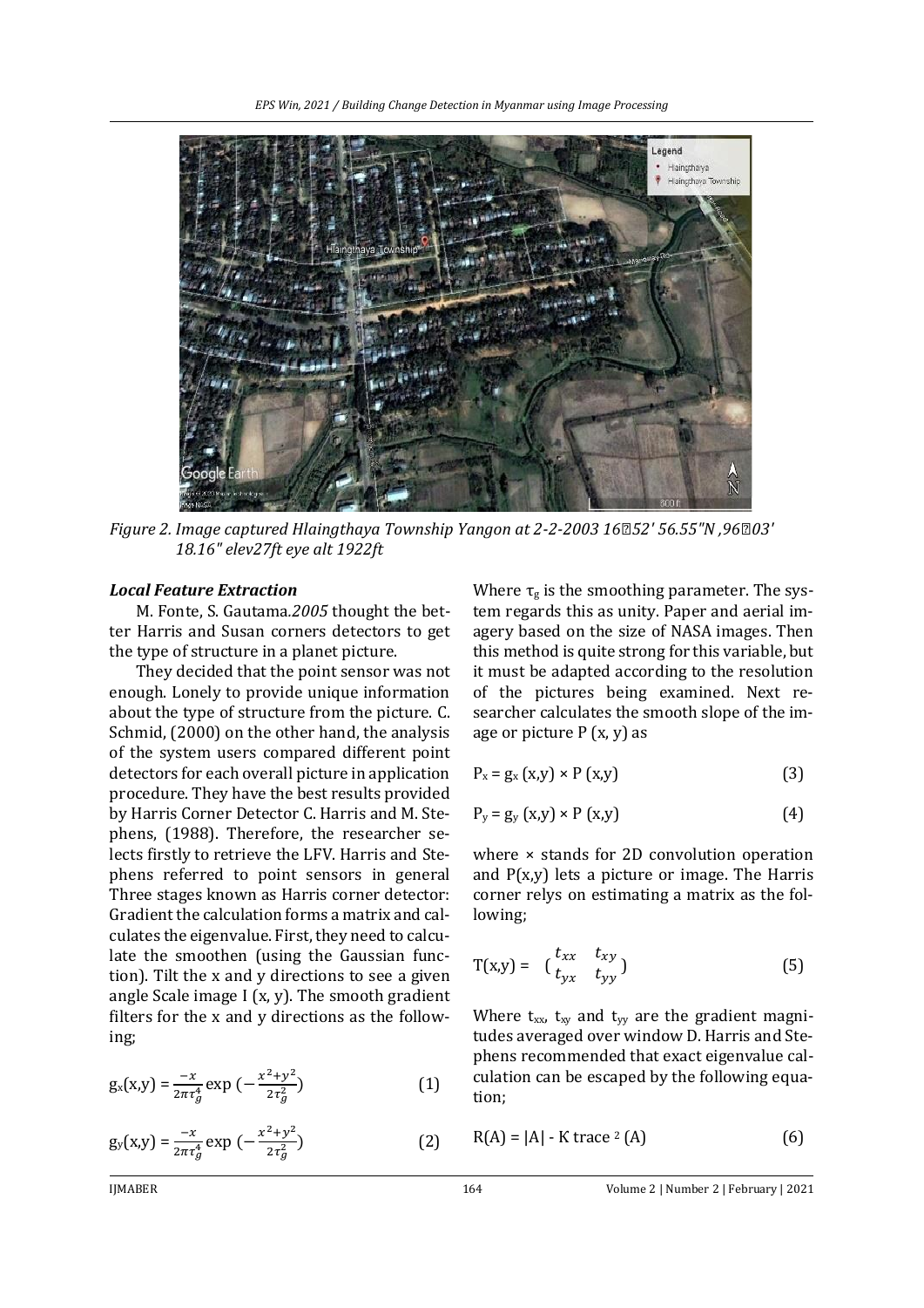*Figure 2. Image captured Hlaingthaya Township Yangon at 2-2-2003 16⁰52' 56.55"N ,96⁰03' 18.16" elev27ft eye alt 1922ft*

### *Local Feature Extraction*

M. Fonte, S. Gautama.*2005* thought the better Harris and Susan corners detectors to get the type of structure in a planet picture.

They decided that the point sensor was not enough. Lonely to provide unique information about the type of structure from the picture. C. Schmid, (2000) on the other hand, the analysis of the system users compared different point detectors for each overall picture in application procedure. They have the best results provided by Harris Corner Detector C. Harris and M. Stephens, (1988). Therefore, the researcher selects firstly to retrieve the LFV. Harris and Stephens referred to point sensors in general Three stages known as Harris corner detector: Gradient the calculation forms a matrix and calculates the eigenvalue. First, they need to calculate the smoothen (using the Gaussian function). Tilt the x and y directions to see a given angle Scale image I (x, y). The smooth gradient filters for the x and y directions as the following;

$$g_x(x,y) = \frac{-x}{2\pi\tau_g^4} \exp\left(-\frac{x^2+y^2}{2\tau_g^2}\right) \quad (1)$$

$$g_y(x,y) = \frac{-x}{2\pi\tau_g^4} \exp\left(-\frac{x^2+y^2}{2\tau_g^2}\right) \quad (2)$$

Where $\tau_g$ is the smoothing parameter. The system regards this as unity. Paper and aerial imagery based on the size of NASA images. Then this method is quite strong for this variable, but it must be adapted according to the resolution of the pictures being examined. Next researcher calculates the smooth slope of the image or picture P (x, y) as

$$P_x = g_x(x,y) \times P(x,y) \quad (3)$$

$$P_y = g_y(x,y) \times P(x,y) \quad (4)$$

where × stands for 2D convolution operation and P(x,y) lets a picture or image. The Harris corner relys on estimating a matrix as the following;

$$T(x,y) = \begin{pmatrix} t_{xx} & t_{xy} \\ t_{yx} & t_{yy} \end{pmatrix} \quad (5)$$

Where $t_{xx}$, $t_{xy}$ and $t_{yy}$ are the gradient magnitudes averaged over window D. Harris and Stephens recommended that exact eigenvalue calculation can be escaped by the following equation;

$$R(A) = |A| - K \text{ trace}^2 (A) \quad (6)$$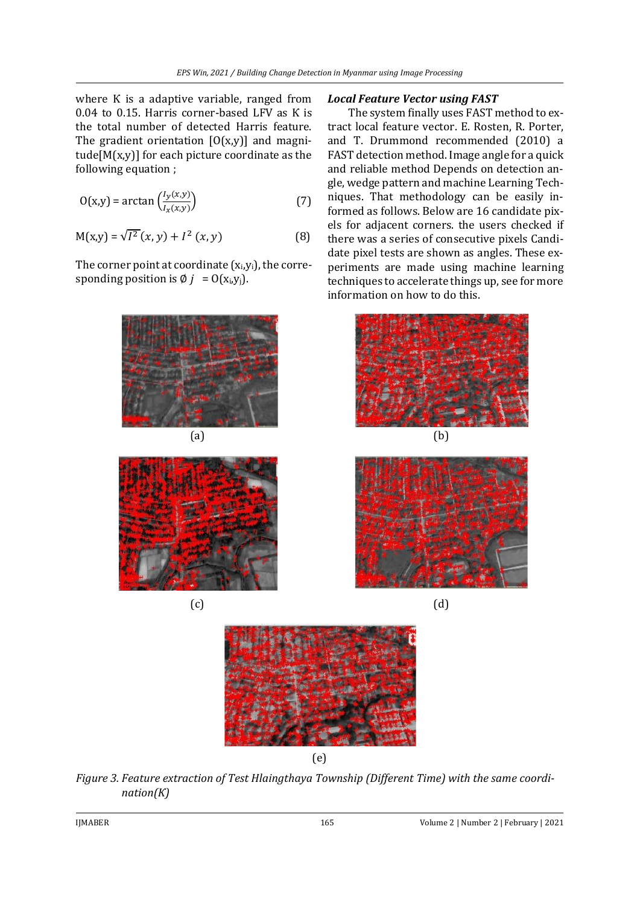where K is a adaptive variable, ranged from 0.04 to 0.15. Harris corner-based LFV as K is the total number of detected Harris feature. The gradient orientation [O(x,y)] and magnitude[M(x,y)] for each picture coordinate as the following equation ;

$$O(x,y) = \arctan\left(\frac{I_y(x,y)}{I_x(x,y)}\right) \tag{7}$$

$$M(x,y) = \sqrt{I^2}(x,y) + I^2(x,y) \tag{8}$$

The corner point at coordinate $(x_i,y_i)$, the corresponding position is $\emptyset\ j = O(x_i,y_j)$.

### *Local Feature Vector using FAST*

The system finally uses FAST method to extract local feature vector. E. Rosten, R. Porter, and T. Drummond recommended (2010) a FAST detection method. Image angle for a quick and reliable method Depends on detection angle, wedge pattern and machine Learning Techniques. That methodology can be easily informed as follows. Below are 16 candidate pixels for adjacent corners. the users checked if there was a series of consecutive pixels Candidate pixel tests are shown as angles. These experiments are made using machine learning techniques to accelerate things up, see for more information on how to do this.

(a)

(b)

(c)

(d)

(e)

*Figure 3. Feature extraction of Test Hlaingthaya Township (Different Time) with the same coordination(K)*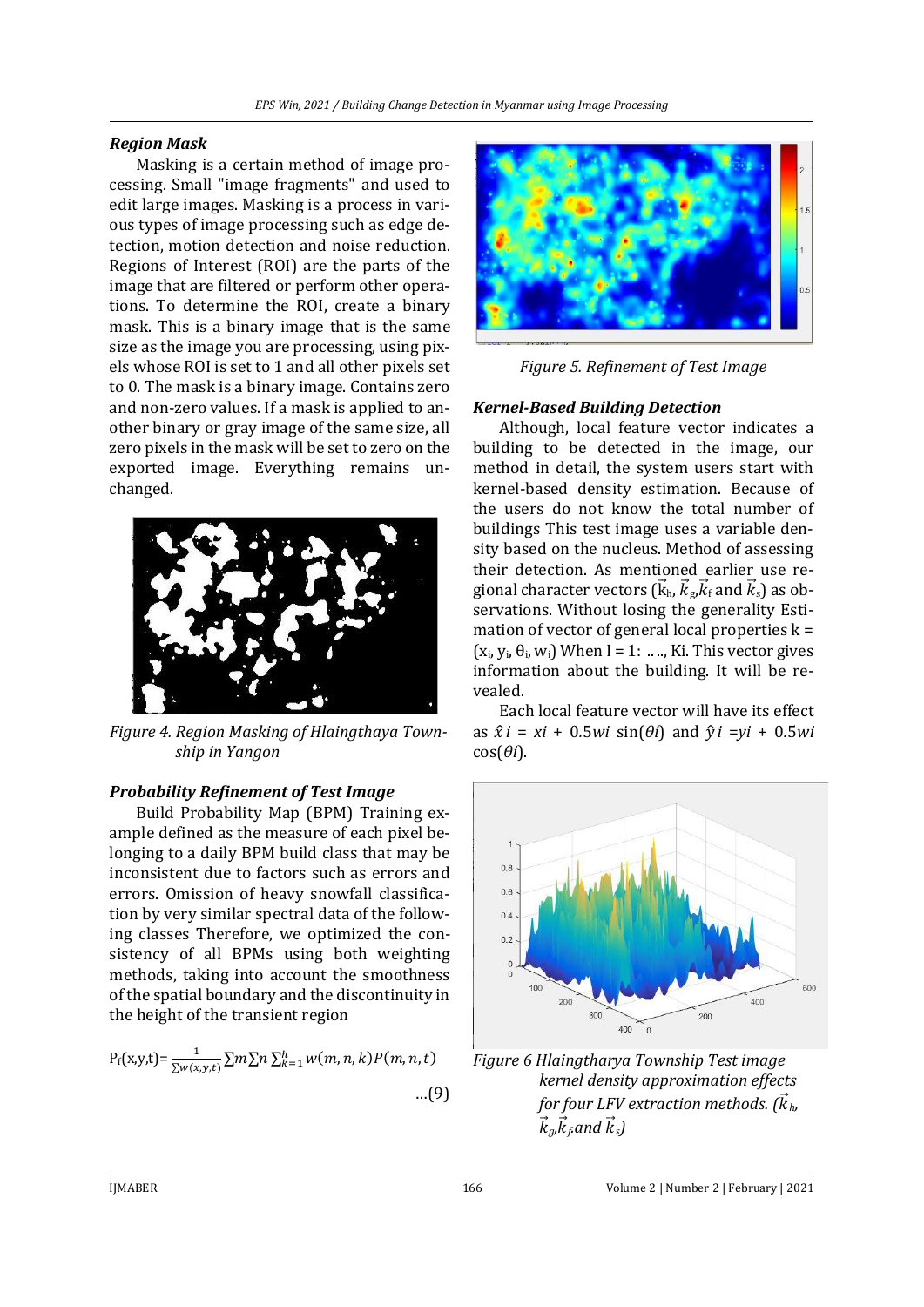### *Region Mask*

Masking is a certain method of image processing. Small "image fragments" and used to edit large images. Masking is a process in various types of image processing such as edge detection, motion detection and noise reduction. Regions of Interest (ROI) are the parts of the image that are filtered or perform other operations. To determine the ROI, create a binary mask. This is a binary image that is the same size as the image you are processing, using pixels whose ROI is set to 1 and all other pixels set to 0. The mask is a binary image. Contains zero and non-zero values. If a mask is applied to another binary or gray image of the same size, all zero pixels in the mask will be set to zero on the exported image. Everything remains unchanged.

*Figure 4. Region Masking of Hlaingthaya Township in Yangon*

### *Probability Refinement of Test Image*

Build Probability Map (BPM) Training example defined as the measure of each pixel belonging to a daily BPM build class that may be inconsistent due to factors such as errors and errors. Omission of heavy snowfall classification by very similar spectral data of the following classes Therefore, we optimized the consistency of all BPMs using both weighting methods, taking into account the smoothness of the spatial boundary and the discontinuity in the height of the transient region

$$P_f(x,y,t) = \frac{1}{\sum w(x,y,t)} \sum m \sum n \sum_{k=1}^{h} w(m,n,k) P(m,n,t) \quad \ldots(9)$$

*Figure 5. Refinement of Test Image*

### *Kernel-Based Building Detection*

Although, local feature vector indicates a building to be detected in the image, our method in detail, the system users start with kernel-based density estimation. Because of the users do not know the total number of buildings This test image uses a variable density based on the nucleus. Method of assessing their detection. As mentioned earlier use regional character vectors ($\vec{k}_h$, $\vec{k}_g$, $\vec{k}_f$ and $\vec{k}_s$) as observations. Without losing the generality Estimation of vector of general local properties k = ($x_i$, $y_i$, $\theta_i$, $w_i$) When I = 1: ….., Ki. This vector gives information about the building. It will be revealed.

Each local feature vector will have its effect as $\hat{x}i = xi + 0.5wi \sin(\theta i)$ and $\hat{y}i = yi + 0.5wi \cos(\theta i)$.

*Figure 6 Hlaingtharya Township Test image kernel density approximation effects for four LFV extraction methods. ($\vec{k}_h$, $\vec{k}_g$, $\vec{k}_f$ and $\vec{k}_s$)*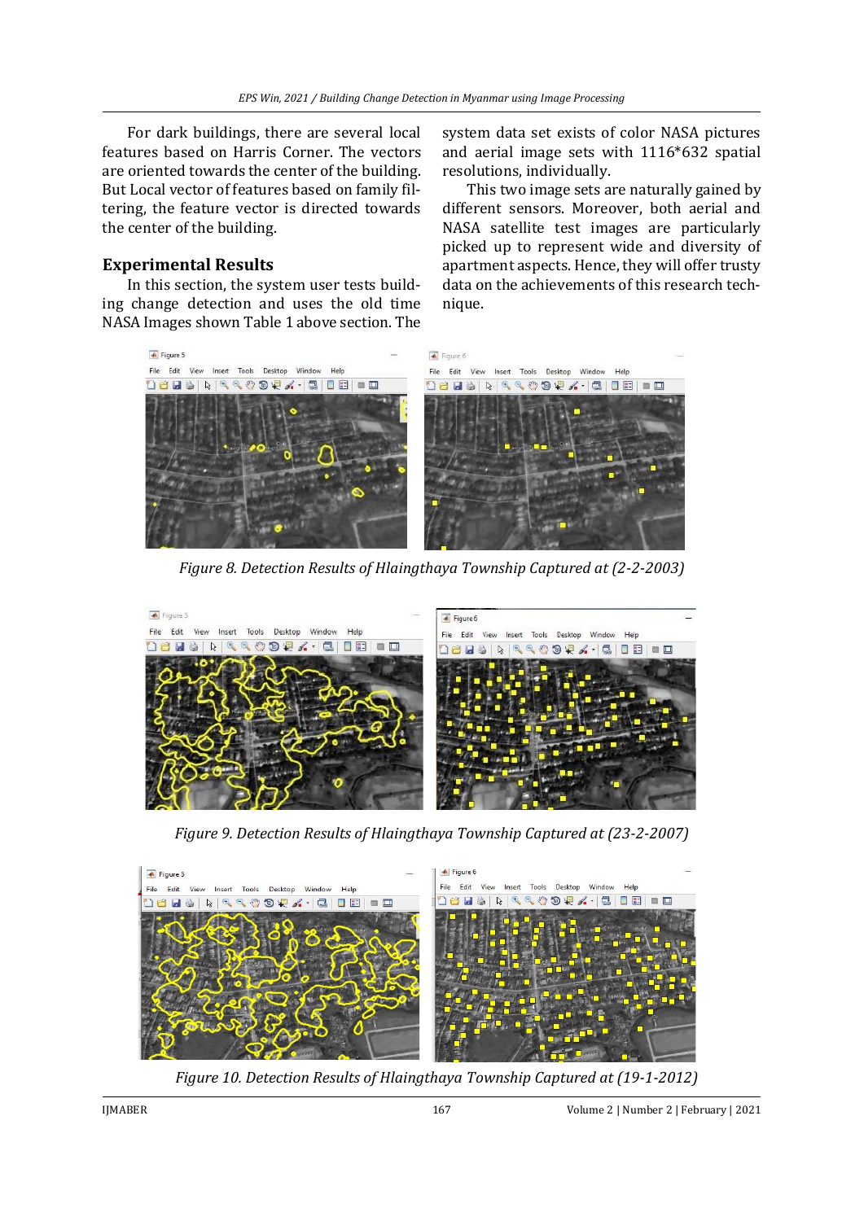For dark buildings, there are several local features based on Harris Corner. The vectors are oriented towards the center of the building. But Local vector of features based on family filtering, the feature vector is directed towards the center of the building.

## Experimental Results

In this section, the system user tests building change detection and uses the old time NASA Images shown Table 1 above section. The system data set exists of color NASA pictures and aerial image sets with 1116*632 spatial resolutions, individually.

This two image sets are naturally gained by different sensors. Moreover, both aerial and NASA satellite test images are particularly picked up to represent wide and diversity of apartment aspects. Hence, they will offer trusty data on the achievements of this research technique.

*Figure 8. Detection Results of Hlaingthaya Township Captured at (2-2-2003)*

*Figure 9. Detection Results of Hlaingthaya Township Captured at (23-2-2007)*

*Figure 10. Detection Results of Hlaingthaya Township Captured at (19-1-2012)*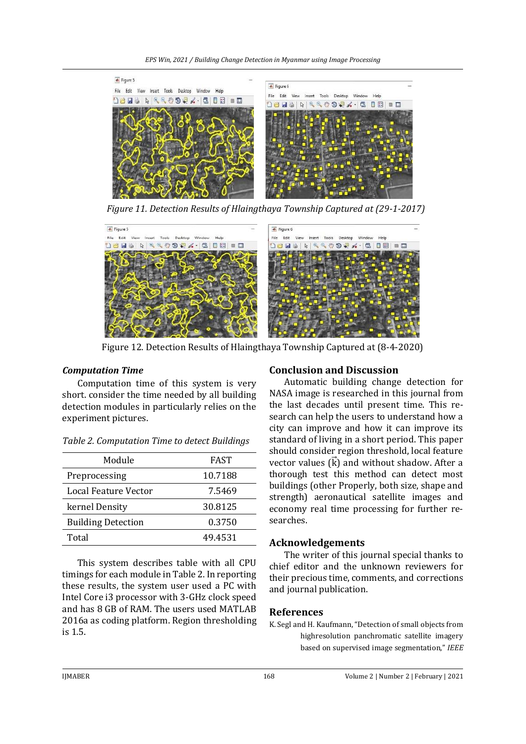*Figure 11. Detection Results of Hlaingthaya Township Captured at (29-1-2017)*

Figure 12. Detection Results of Hlaingthaya Township Captured at (8-4-2020)

### *Computation Time*

Computation time of this system is very short. consider the time needed by all building detection modules in particularly relies on the experiment pictures.

*Table 2. Computation Time to detect Buildings*

| Module | FAST |
|---|---|
| Preprocessing | 10.7188 |
| Local Feature Vector | 7.5469 |
| kernel Density | 30.8125 |
| Building Detection | 0.3750 |
| Total | 49.4531 |

This system describes table with all CPU timings for each module in Table 2. In reporting these results, the system user used a PC with Intel Core i3 processor with 3-GHz clock speed and has 8 GB of RAM. The users used MATLAB 2016a as coding platform. Region thresholding is 1.5.

## Conclusion and Discussion

Automatic building change detection for NASA image is researched in this journal from the last decades until present time. This research can help the users to understand how a city can improve and how it can improve its standard of living in a short period. This paper should consider region threshold, local feature vector values ($\vec{k}$) and without shadow. After a thorough test this method can detect most buildings (other Properly, both size, shape and strength) aeronautical satellite images and economy real time processing for further researches.

## Acknowledgements

The writer of this journal special thanks to chief editor and the unknown reviewers for their precious time, comments, and corrections and journal publication.

## References

K. Segl and H. Kaufmann, "Detection of small objects from highresolution panchromatic satellite imagery based on supervised image segmentation," *IEEE*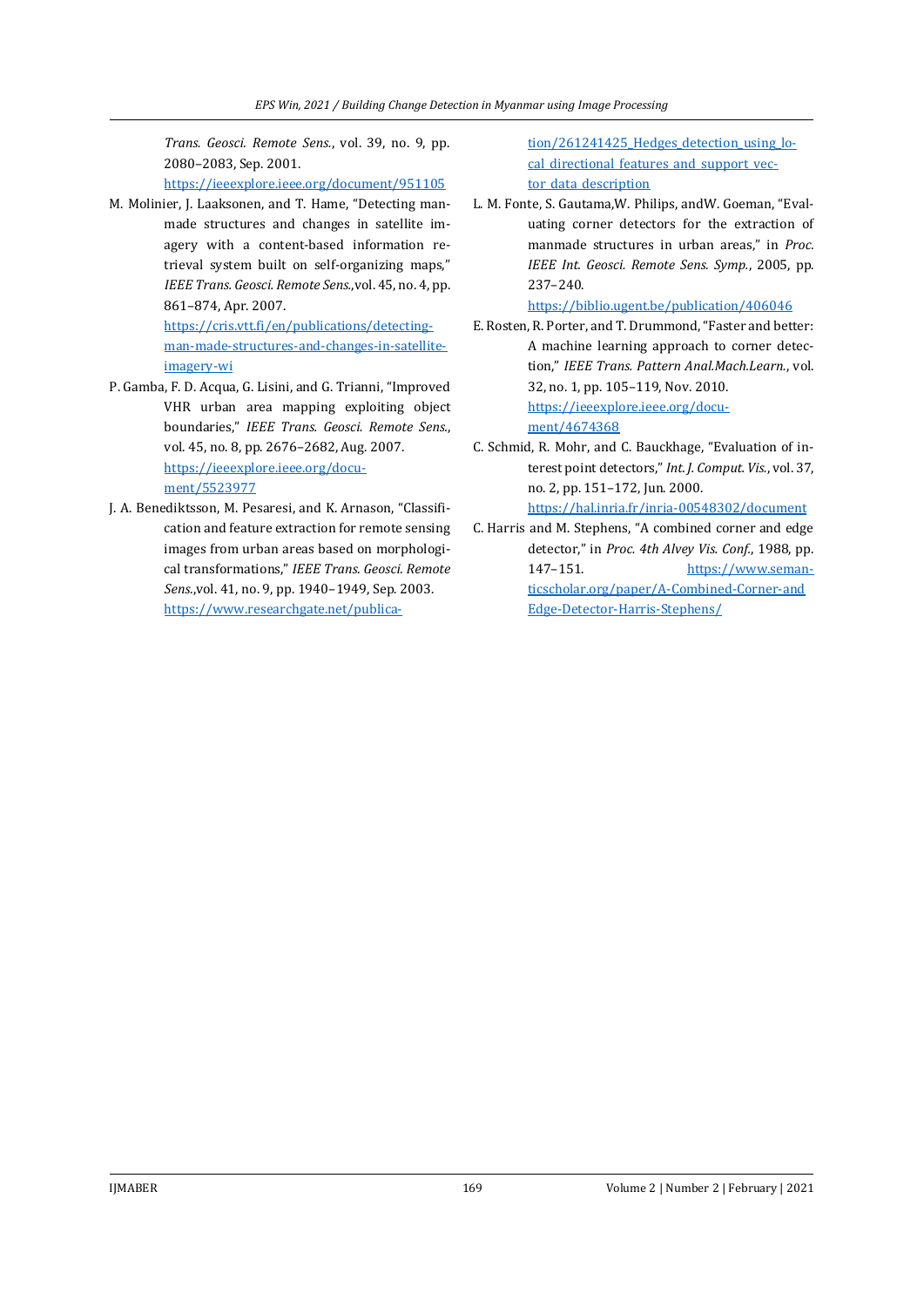*Trans. Geosci. Remote Sens.*, vol. 39, no. 9, pp. 2080–2083, Sep. 2001. https://ieeexplore.ieee.org/document/951105

M. Molinier, J. Laaksonen, and T. Hame, "Detecting man-made structures and changes in satellite imagery with a content-based information retrieval system built on self-organizing maps," *IEEE Trans. Geosci. Remote Sens.*,vol. 45, no. 4, pp. 861–874, Apr. 2007. https://cris.vtt.fi/en/publications/detecting-man-made-structures-and-changes-in-satellite-imagery-wi

P. Gamba, F. D. Acqua, G. Lisini, and G. Trianni, "Improved VHR urban area mapping exploiting object boundaries," *IEEE Trans. Geosci. Remote Sens.*, vol. 45, no. 8, pp. 2676–2682, Aug. 2007. https://ieeexplore.ieee.org/document/5523977

J. A. Benediktsson, M. Pesaresi, and K. Arnason, "Classification and feature extraction for remote sensing images from urban areas based on morphological transformations," *IEEE Trans. Geosci. Remote Sens.*,vol. 41, no. 9, pp. 1940–1949, Sep. 2003. https://www.researchgate.net/publication/261241425_Hedges_detection_using_local_directional_features_and_support_vector_data_description

L. M. Fonte, S. Gautama,W. Philips, andW. Goeman, "Evaluating corner detectors for the extraction of manmade structures in urban areas," in *Proc. IEEE Int. Geosci. Remote Sens. Symp.*, 2005, pp. 237–240. https://biblio.ugent.be/publication/406046

E. Rosten, R. Porter, and T. Drummond, "Faster and better: A machine learning approach to corner detection," *IEEE Trans. Pattern Anal.Mach.Learn.*, vol. 32, no. 1, pp. 105–119, Nov. 2010. https://ieeexplore.ieee.org/document/4674368

C. Schmid, R. Mohr, and C. Bauckhage, "Evaluation of interest point detectors," *Int. J. Comput. Vis.*, vol. 37, no. 2, pp. 151–172, Jun. 2000. https://hal.inria.fr/inria-00548302/document

C. Harris and M. Stephens, "A combined corner and edge detector," in *Proc. 4th Alvey Vis. Conf.*, 1988, pp. 147–151. https://www.semanticscholar.org/paper/A-Combined-Corner-and Edge-Detector-Harris-Stephens/